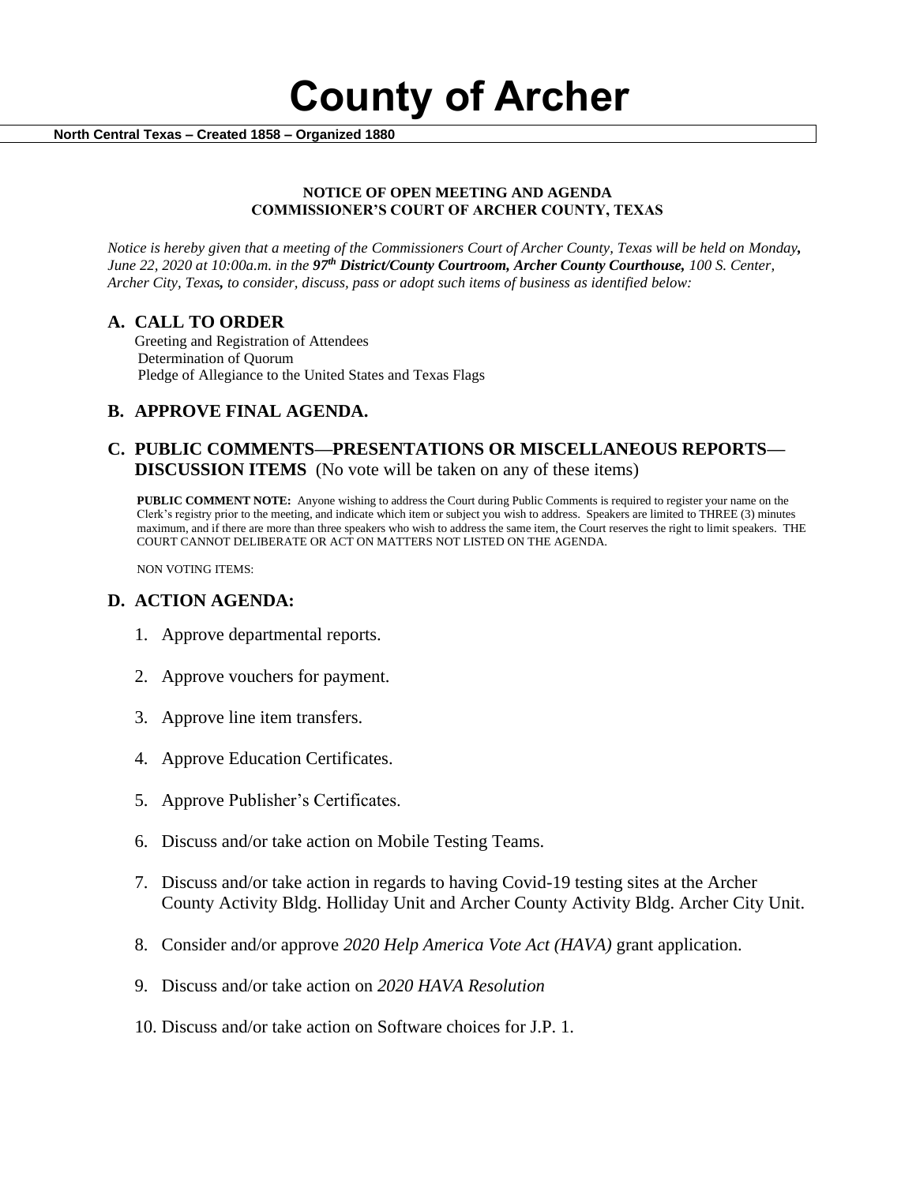# County of Archer

**North Central Texas – Created 1858 – Organized 1880**

**NOTICE OF OPEN MEETING AND AGENDA**
**COMMISSIONER'S COURT OF ARCHER COUNTY, TEXAS**

*Notice is hereby given that a meeting of the Commissioners Court of Archer County, Texas will be held on Monday, June 22, 2020 at 10:00a.m. in the **97th District/County Courtroom, Archer County Courthouse,** 100 S. Center, Archer City, Texas, to consider, discuss, pass or adopt such items of business as identified below:*

## A. CALL TO ORDER

Greeting and Registration of Attendees
Determination of Quorum
Pledge of Allegiance to the United States and Texas Flags

## B. APPROVE FINAL AGENDA.

## C. PUBLIC COMMENTS—PRESENTATIONS OR MISCELLANEOUS REPORTS—DISCUSSION ITEMS (No vote will be taken on any of these items)

**PUBLIC COMMENT NOTE:** Anyone wishing to address the Court during Public Comments is required to register your name on the Clerk's registry prior to the meeting, and indicate which item or subject you wish to address. Speakers are limited to THREE (3) minutes maximum, and if there are more than three speakers who wish to address the same item, the Court reserves the right to limit speakers. THE COURT CANNOT DELIBERATE OR ACT ON MATTERS NOT LISTED ON THE AGENDA.

NON VOTING ITEMS:

## D. ACTION AGENDA:

1. Approve departmental reports.
2. Approve vouchers for payment.
3. Approve line item transfers.
4. Approve Education Certificates.
5. Approve Publisher's Certificates.
6. Discuss and/or take action on Mobile Testing Teams.
7. Discuss and/or take action in regards to having Covid-19 testing sites at the Archer County Activity Bldg. Holliday Unit and Archer County Activity Bldg. Archer City Unit.
8. Consider and/or approve *2020 Help America Vote Act (HAVA)* grant application.
9. Discuss and/or take action on *2020 HAVA Resolution*
10. Discuss and/or take action on Software choices for J.P. 1.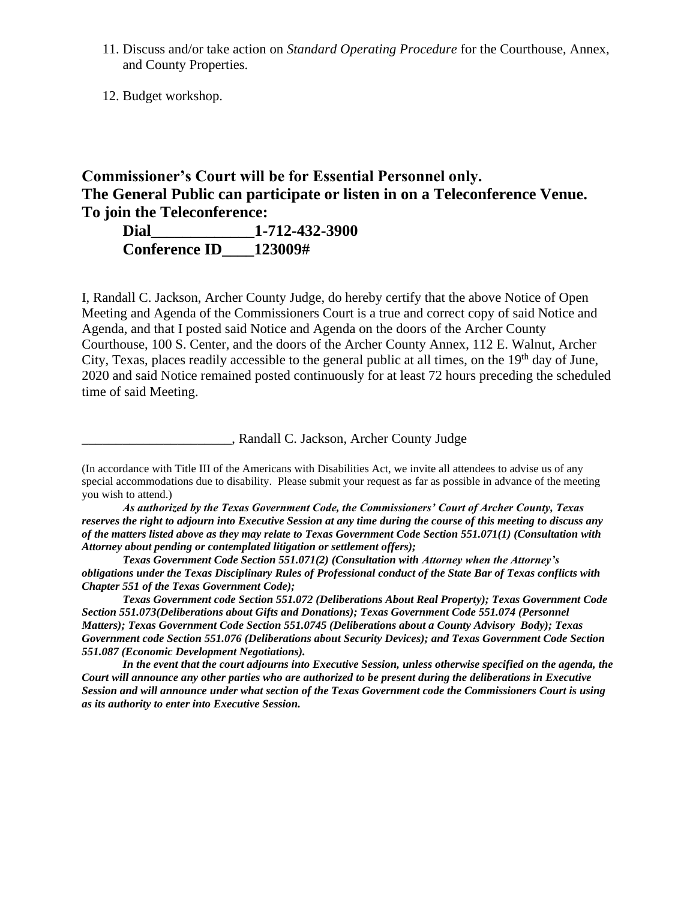11. Discuss and/or take action on *Standard Operating Procedure* for the Courthouse, Annex, and County Properties.

12. Budget workshop.

**Commissioner's Court will be for Essential Personnel only.**
**The General Public can participate or listen in on a Teleconference Venue.**
**To join the Teleconference:**

**Dial_____________1-712-432-3900**
**Conference ID____123009#**

I, Randall C. Jackson, Archer County Judge, do hereby certify that the above Notice of Open Meeting and Agenda of the Commissioners Court is a true and correct copy of said Notice and Agenda, and that I posted said Notice and Agenda on the doors of the Archer County Courthouse, 100 S. Center, and the doors of the Archer County Annex, 112 E. Walnut, Archer City, Texas, places readily accessible to the general public at all times, on the 19th day of June, 2020 and said Notice remained posted continuously for at least 72 hours preceding the scheduled time of said Meeting.

______________________, Randall C. Jackson, Archer County Judge

(In accordance with Title III of the Americans with Disabilities Act, we invite all attendees to advise us of any special accommodations due to disability. Please submit your request as far as possible in advance of the meeting you wish to attend.)

***As authorized by the Texas Government Code, the Commissioners' Court of Archer County, Texas reserves the right to adjourn into Executive Session at any time during the course of this meeting to discuss any of the matters listed above as they may relate to Texas Government Code Section 551.071(1) (Consultation with Attorney about pending or contemplated litigation or settlement offers);***

***Texas Government Code Section 551.071(2) (Consultation with Attorney when the Attorney's obligations under the Texas Disciplinary Rules of Professional conduct of the State Bar of Texas conflicts with Chapter 551 of the Texas Government Code);***

***Texas Government code Section 551.072 (Deliberations About Real Property); Texas Government Code Section 551.073(Deliberations about Gifts and Donations); Texas Government Code 551.074 (Personnel Matters); Texas Government Code Section 551.0745 (Deliberations about a County Advisory Body); Texas Government code Section 551.076 (Deliberations about Security Devices); and Texas Government Code Section 551.087 (Economic Development Negotiations).***

***In the event that the court adjourns into Executive Session, unless otherwise specified on the agenda, the Court will announce any other parties who are authorized to be present during the deliberations in Executive Session and will announce under what section of the Texas Government code the Commissioners Court is using as its authority to enter into Executive Session.***